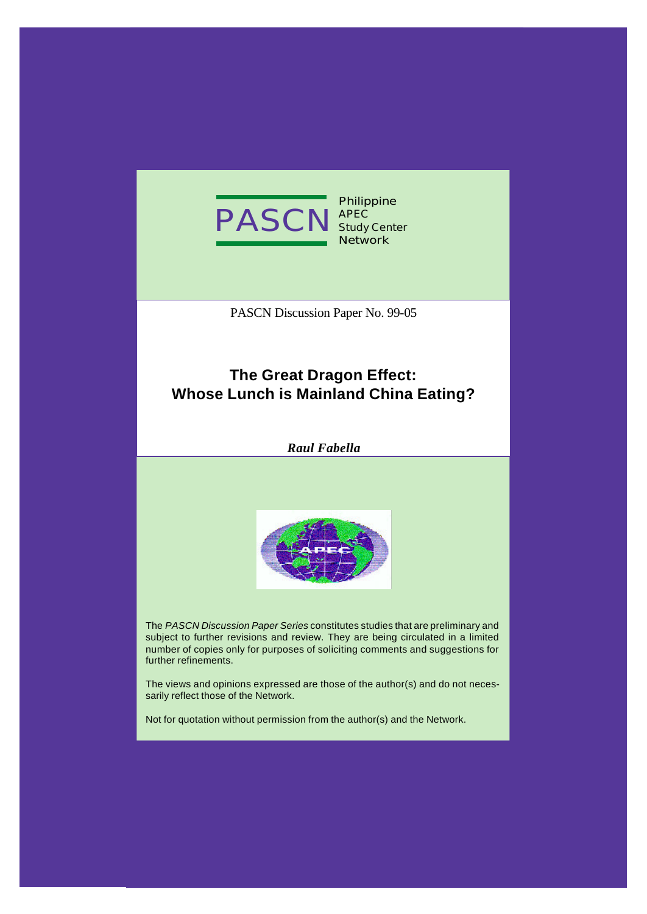PASCN Philippine APEC Study Center Network

PASCN Discussion Paper No. 99-05

# The Great Dragon Effect: Whose Lunch is Mainland China Eating?

***Raul Fabella***

The *PASCN Discussion Paper Series* constitutes studies that are preliminary and subject to further revisions and review. They are being circulated in a limited number of copies only for purposes of soliciting comments and suggestions for further refinements.

The views and opinions expressed are those of the author(s) and do not necessarily reflect those of the Network.

Not for quotation without permission from the author(s) and the Network.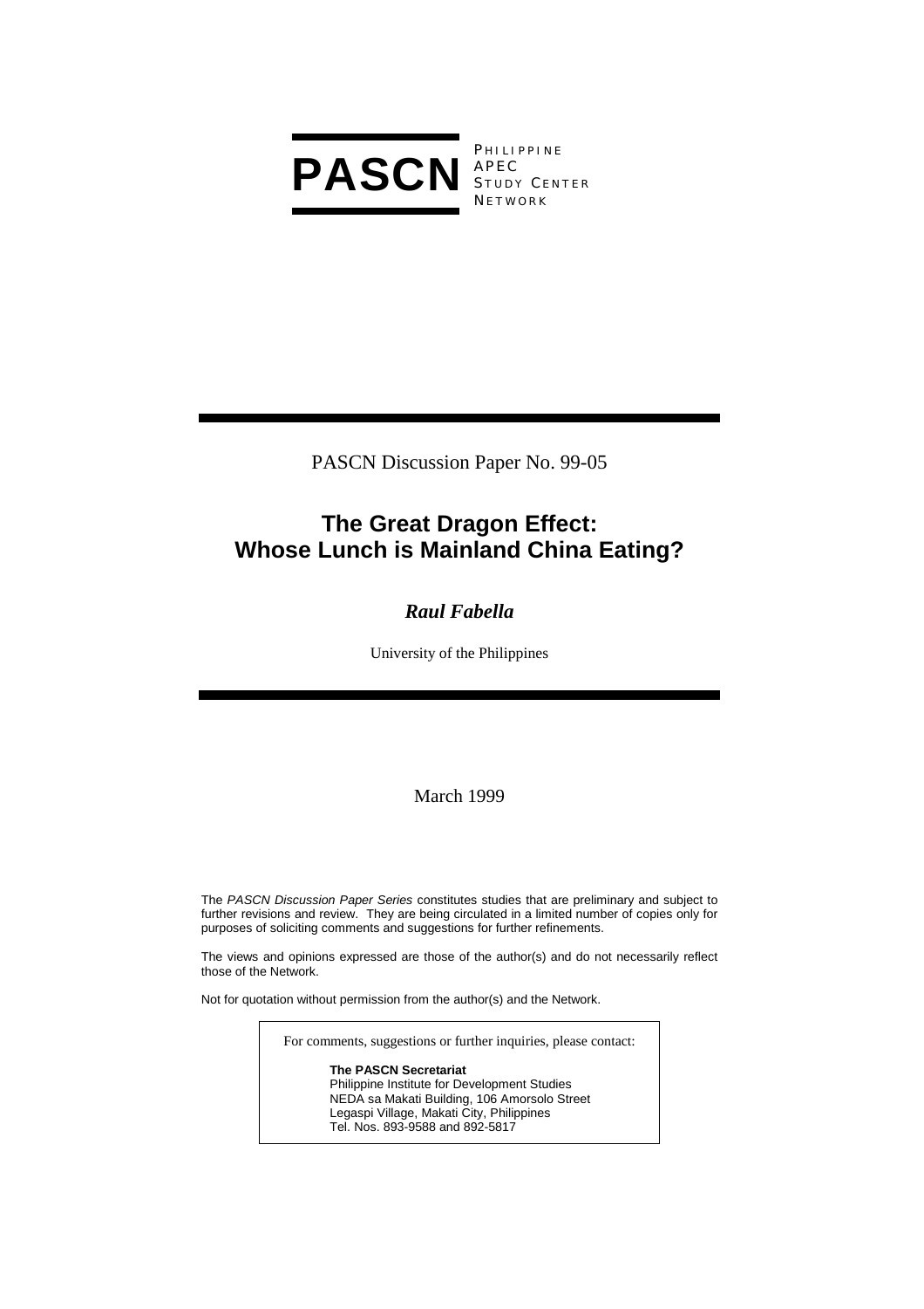**PASCN** PHILIPPINE APEC STUDY CENTER NETWORK

PASCN Discussion Paper No. 99-05

# The Great Dragon Effect: Whose Lunch is Mainland China Eating?

***Raul Fabella***

University of the Philippines

March 1999

The *PASCN Discussion Paper Series* constitutes studies that are preliminary and subject to further revisions and review. They are being circulated in a limited number of copies only for purposes of soliciting comments and suggestions for further refinements.

The views and opinions expressed are those of the author(s) and do not necessarily reflect those of the Network.

Not for quotation without permission from the author(s) and the Network.

For comments, suggestions or further inquiries, please contact:

**The PASCN Secretariat**
Philippine Institute for Development Studies
NEDA sa Makati Building, 106 Amorsolo Street
Legaspi Village, Makati City, Philippines
Tel. Nos. 893-9588 and 892-5817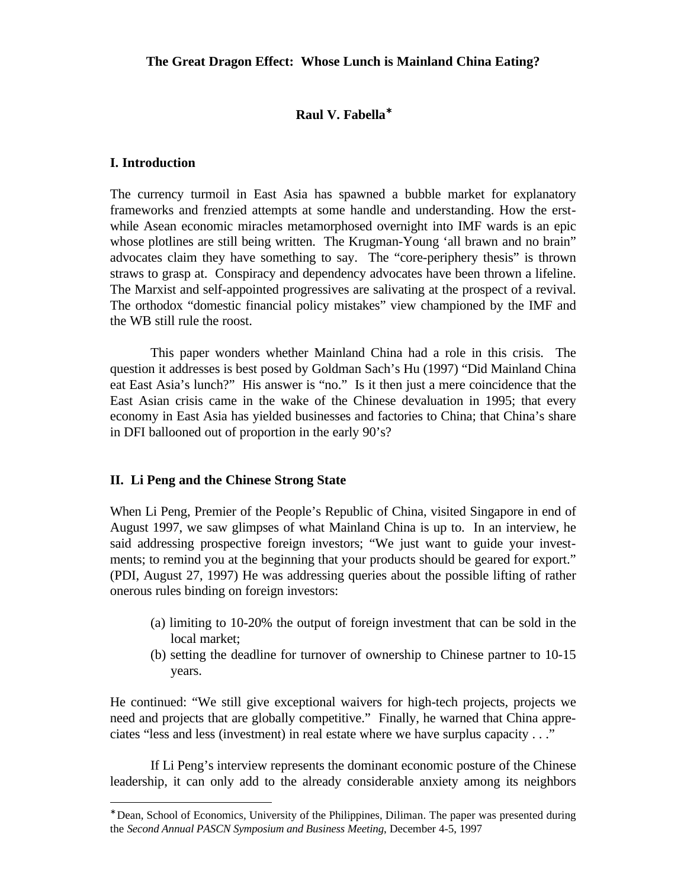# The Great Dragon Effect: Whose Lunch is Mainland China Eating?

**Raul V. Fabella***

## I. Introduction

The currency turmoil in East Asia has spawned a bubble market for explanatory frameworks and frenzied attempts at some handle and understanding. How the erstwhile Asean economic miracles metamorphosed overnight into IMF wards is an epic whose plotlines are still being written. The Krugman-Young 'all brawn and no brain" advocates claim they have something to say. The "core-periphery thesis" is thrown straws to grasp at. Conspiracy and dependency advocates have been thrown a lifeline. The Marxist and self-appointed progressives are salivating at the prospect of a revival. The orthodox "domestic financial policy mistakes" view championed by the IMF and the WB still rule the roost.

This paper wonders whether Mainland China had a role in this crisis. The question it addresses is best posed by Goldman Sach's Hu (1997) "Did Mainland China eat East Asia's lunch?" His answer is "no." Is it then just a mere coincidence that the East Asian crisis came in the wake of the Chinese devaluation in 1995; that every economy in East Asia has yielded businesses and factories to China; that China's share in DFI ballooned out of proportion in the early 90's?

## II. Li Peng and the Chinese Strong State

When Li Peng, Premier of the People's Republic of China, visited Singapore in end of August 1997, we saw glimpses of what Mainland China is up to. In an interview, he said addressing prospective foreign investors; "We just want to guide your investments; to remind you at the beginning that your products should be geared for export." (PDI, August 27, 1997) He was addressing queries about the possible lifting of rather onerous rules binding on foreign investors:

(a) limiting to 10-20% the output of foreign investment that can be sold in the local market;
(b) setting the deadline for turnover of ownership to Chinese partner to 10-15 years.

He continued: "We still give exceptional waivers for high-tech projects, projects we need and projects that are globally competitive." Finally, he warned that China appreciates "less and less (investment) in real estate where we have surplus capacity . . ."

If Li Peng's interview represents the dominant economic posture of the Chinese leadership, it can only add to the already considerable anxiety among its neighbors

---

* Dean, School of Economics, University of the Philippines, Diliman. The paper was presented during the *Second Annual PASCN Symposium and Business Meeting*, December 4-5, 1997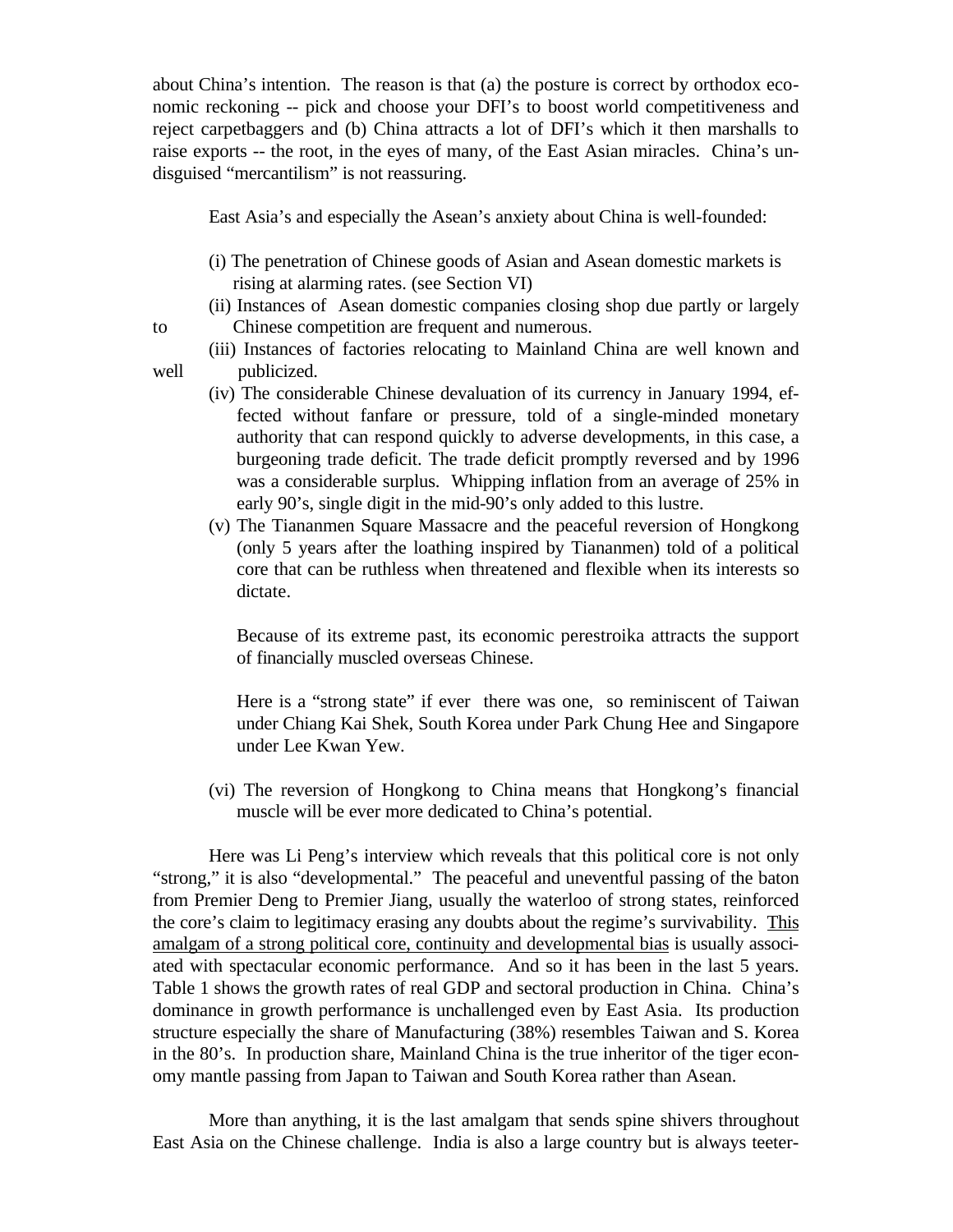about China's intention. The reason is that (a) the posture is correct by orthodox economic reckoning -- pick and choose your DFI's to boost world competitiveness and reject carpetbaggers and (b) China attracts a lot of DFI's which it then marshalls to raise exports -- the root, in the eyes of many, of the East Asian miracles. China's undisguised "mercantilism" is not reassuring.

East Asia's and especially the Asean's anxiety about China is well-founded:

(i) The penetration of Chinese goods of Asian and Asean domestic markets is rising at alarming rates. (see Section VI)

(ii) Instances of Asean domestic companies closing shop due partly or largely to Chinese competition are frequent and numerous.

(iii) Instances of factories relocating to Mainland China are well known and well publicized.

(iv) The considerable Chinese devaluation of its currency in January 1994, effected without fanfare or pressure, told of a single-minded monetary authority that can respond quickly to adverse developments, in this case, a burgeoning trade deficit. The trade deficit promptly reversed and by 1996 was a considerable surplus. Whipping inflation from an average of 25% in early 90's, single digit in the mid-90's only added to this lustre.

(v) The Tiananmen Square Massacre and the peaceful reversion of Hongkong (only 5 years after the loathing inspired by Tiananmen) told of a political core that can be ruthless when threatened and flexible when its interests so dictate.

Because of its extreme past, its economic perestroika attracts the support of financially muscled overseas Chinese.

Here is a "strong state" if ever there was one, so reminiscent of Taiwan under Chiang Kai Shek, South Korea under Park Chung Hee and Singapore under Lee Kwan Yew.

(vi) The reversion of Hongkong to China means that Hongkong's financial muscle will be ever more dedicated to China's potential.

Here was Li Peng's interview which reveals that this political core is not only "strong," it is also "developmental." The peaceful and uneventful passing of the baton from Premier Deng to Premier Jiang, usually the waterloo of strong states, reinforced the core's claim to legitimacy erasing any doubts about the regime's survivability. <u>This amalgam of a strong political core, continuity and developmental bias</u> is usually associated with spectacular economic performance. And so it has been in the last 5 years. Table 1 shows the growth rates of real GDP and sectoral production in China. China's dominance in growth performance is unchallenged even by East Asia. Its production structure especially the share of Manufacturing (38%) resembles Taiwan and S. Korea in the 80's. In production share, Mainland China is the true inheritor of the tiger economy mantle passing from Japan to Taiwan and South Korea rather than Asean.

More than anything, it is the last amalgam that sends spine shivers throughout East Asia on the Chinese challenge. India is also a large country but is always teeter-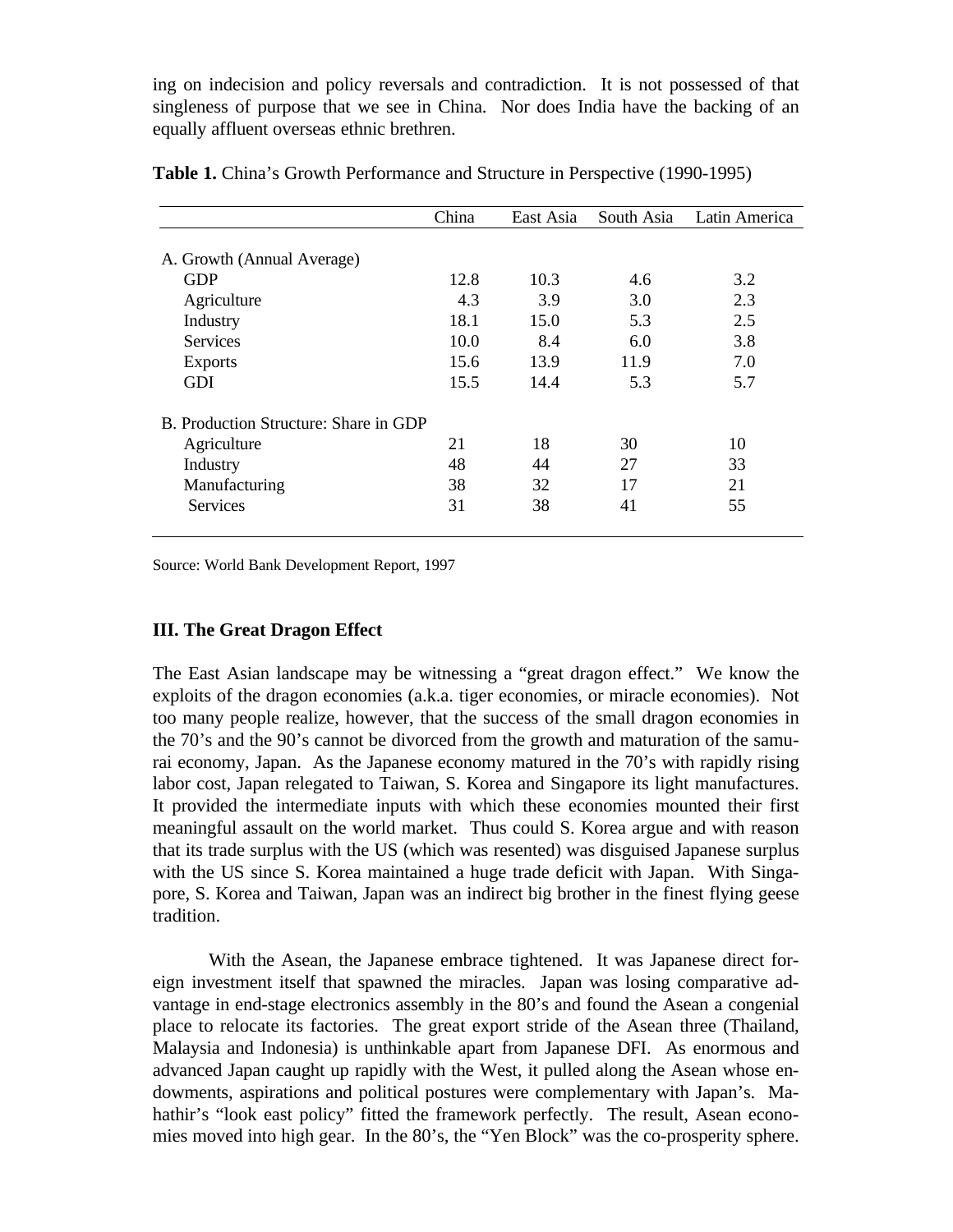ing on indecision and policy reversals and contradiction. It is not possessed of that singleness of purpose that we see in China. Nor does India have the backing of an equally affluent overseas ethnic brethren.

**Table 1.** China's Growth Performance and Structure in Perspective (1990-1995)

| | China | East Asia | South Asia | Latin America |
|---|---|---|---|---|
| A. Growth (Annual Average) | | | | |
| GDP | 12.8 | 10.3 | 4.6 | 3.2 |
| Agriculture | 4.3 | 3.9 | 3.0 | 2.3 |
| Industry | 18.1 | 15.0 | 5.3 | 2.5 |
| Services | 10.0 | 8.4 | 6.0 | 3.8 |
| Exports | 15.6 | 13.9 | 11.9 | 7.0 |
| GDI | 15.5 | 14.4 | 5.3 | 5.7 |
| B. Production Structure: Share in GDP | | | | |
| Agriculture | 21 | 18 | 30 | 10 |
| Industry | 48 | 44 | 27 | 33 |
| Manufacturing | 38 | 32 | 17 | 21 |
| Services | 31 | 38 | 41 | 55 |

Source: World Bank Development Report, 1997

### III. The Great Dragon Effect

The East Asian landscape may be witnessing a "great dragon effect." We know the exploits of the dragon economies (a.k.a. tiger economies, or miracle economies). Not too many people realize, however, that the success of the small dragon economies in the 70's and the 90's cannot be divorced from the growth and maturation of the samurai economy, Japan. As the Japanese economy matured in the 70's with rapidly rising labor cost, Japan relegated to Taiwan, S. Korea and Singapore its light manufactures. It provided the intermediate inputs with which these economies mounted their first meaningful assault on the world market. Thus could S. Korea argue and with reason that its trade surplus with the US (which was resented) was disguised Japanese surplus with the US since S. Korea maintained a huge trade deficit with Japan. With Singapore, S. Korea and Taiwan, Japan was an indirect big brother in the finest flying geese tradition.

With the Asean, the Japanese embrace tightened. It was Japanese direct foreign investment itself that spawned the miracles. Japan was losing comparative advantage in end-stage electronics assembly in the 80's and found the Asean a congenial place to relocate its factories. The great export stride of the Asean three (Thailand, Malaysia and Indonesia) is unthinkable apart from Japanese DFI. As enormous and advanced Japan caught up rapidly with the West, it pulled along the Asean whose endowments, aspirations and political postures were complementary with Japan's. Mahathir's "look east policy" fitted the framework perfectly. The result, Asean economies moved into high gear. In the 80's, the "Yen Block" was the co-prosperity sphere.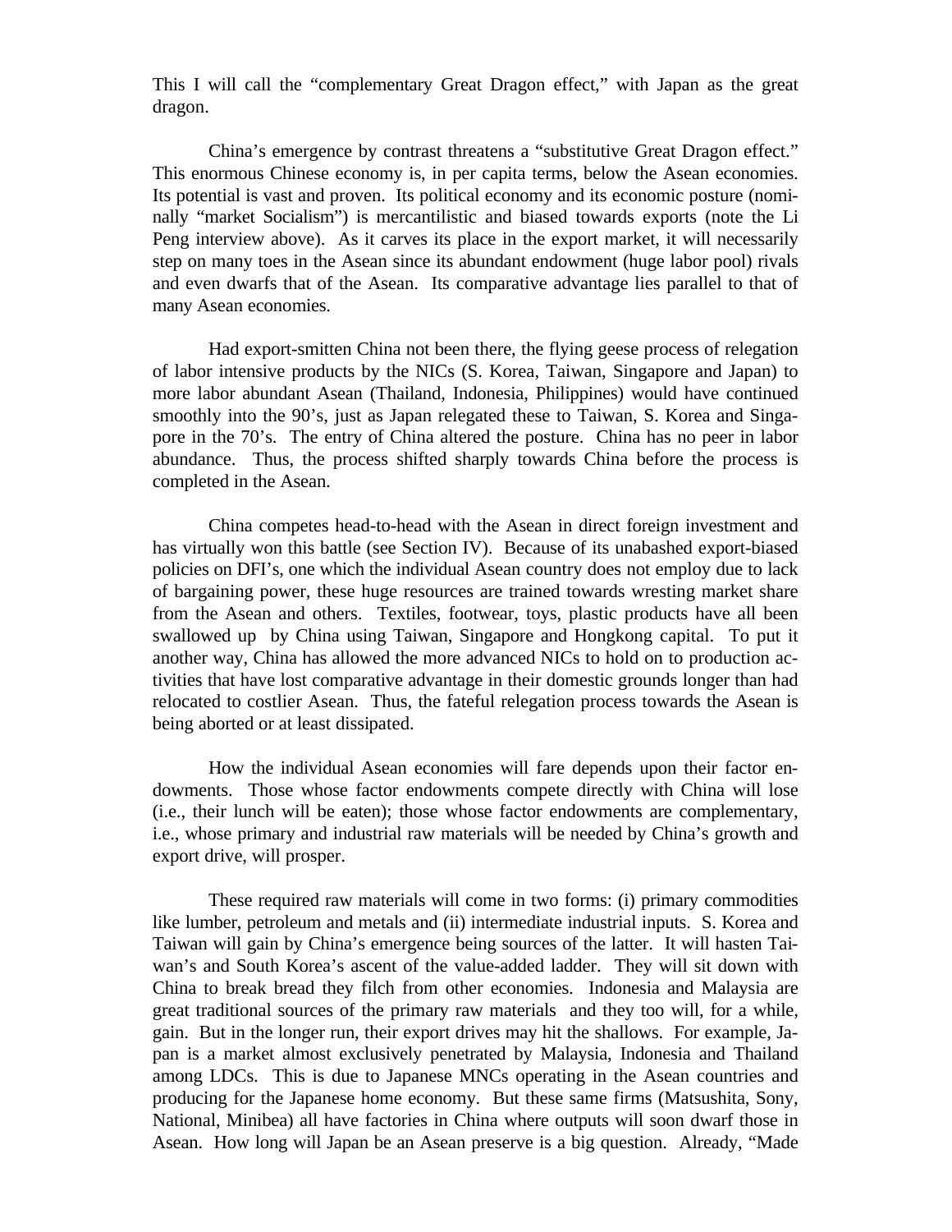This I will call the "complementary Great Dragon effect," with Japan as the great dragon.

China's emergence by contrast threatens a "substitutive Great Dragon effect." This enormous Chinese economy is, in per capita terms, below the Asean economies. Its potential is vast and proven. Its political economy and its economic posture (nominally "market Socialism") is mercantilistic and biased towards exports (note the Li Peng interview above). As it carves its place in the export market, it will necessarily step on many toes in the Asean since its abundant endowment (huge labor pool) rivals and even dwarfs that of the Asean. Its comparative advantage lies parallel to that of many Asean economies.

Had export-smitten China not been there, the flying geese process of relegation of labor intensive products by the NICs (S. Korea, Taiwan, Singapore and Japan) to more labor abundant Asean (Thailand, Indonesia, Philippines) would have continued smoothly into the 90's, just as Japan relegated these to Taiwan, S. Korea and Singapore in the 70's. The entry of China altered the posture. China has no peer in labor abundance. Thus, the process shifted sharply towards China before the process is completed in the Asean.

China competes head-to-head with the Asean in direct foreign investment and has virtually won this battle (see Section IV). Because of its unabashed export-biased policies on DFI's, one which the individual Asean country does not employ due to lack of bargaining power, these huge resources are trained towards wresting market share from the Asean and others. Textiles, footwear, toys, plastic products have all been swallowed up by China using Taiwan, Singapore and Hongkong capital. To put it another way, China has allowed the more advanced NICs to hold on to production activities that have lost comparative advantage in their domestic grounds longer than had relocated to costlier Asean. Thus, the fateful relegation process towards the Asean is being aborted or at least dissipated.

How the individual Asean economies will fare depends upon their factor endowments. Those whose factor endowments compete directly with China will lose (i.e., their lunch will be eaten); those whose factor endowments are complementary, i.e., whose primary and industrial raw materials will be needed by China's growth and export drive, will prosper.

These required raw materials will come in two forms: (i) primary commodities like lumber, petroleum and metals and (ii) intermediate industrial inputs. S. Korea and Taiwan will gain by China's emergence being sources of the latter. It will hasten Taiwan's and South Korea's ascent of the value-added ladder. They will sit down with China to break bread they filch from other economies. Indonesia and Malaysia are great traditional sources of the primary raw materials and they too will, for a while, gain. But in the longer run, their export drives may hit the shallows. For example, Japan is a market almost exclusively penetrated by Malaysia, Indonesia and Thailand among LDCs. This is due to Japanese MNCs operating in the Asean countries and producing for the Japanese home economy. But these same firms (Matsushita, Sony, National, Minibea) all have factories in China where outputs will soon dwarf those in Asean. How long will Japan be an Asean preserve is a big question. Already, "Made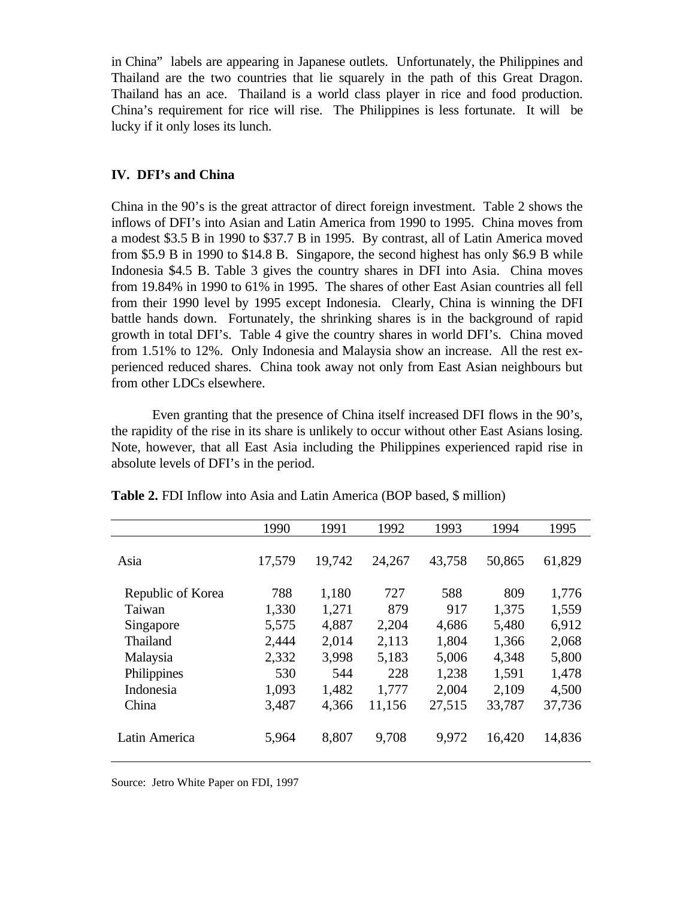in China" labels are appearing in Japanese outlets. Unfortunately, the Philippines and Thailand are the two countries that lie squarely in the path of this Great Dragon. Thailand has an ace. Thailand is a world class player in rice and food production. China's requirement for rice will rise. The Philippines is less fortunate. It will be lucky if it only loses its lunch.

## IV. DFI's and China

China in the 90's is the great attractor of direct foreign investment. Table 2 shows the inflows of DFI's into Asian and Latin America from 1990 to 1995. China moves from a modest \$3.5 B in 1990 to \$37.7 B in 1995. By contrast, all of Latin America moved from \$5.9 B in 1990 to \$14.8 B. Singapore, the second highest has only \$6.9 B while Indonesia \$4.5 B. Table 3 gives the country shares in DFI into Asia. China moves from 19.84% in 1990 to 61% in 1995. The shares of other East Asian countries all fell from their 1990 level by 1995 except Indonesia. Clearly, China is winning the DFI battle hands down. Fortunately, the shrinking shares is in the background of rapid growth in total DFI's. Table 4 give the country shares in world DFI's. China moved from 1.51% to 12%. Only Indonesia and Malaysia show an increase. All the rest experienced reduced shares. China took away not only from East Asian neighbours but from other LDCs elsewhere.

Even granting that the presence of China itself increased DFI flows in the 90's, the rapidity of the rise in its share is unlikely to occur without other East Asians losing. Note, however, that all East Asia including the Philippines experienced rapid rise in absolute levels of DFI's in the period.

**Table 2.** FDI Inflow into Asia and Latin America (BOP based, \$ million)

| | 1990 | 1991 | 1992 | 1993 | 1994 | 1995 |
|---|---|---|---|---|---|---|
| Asia | 17,579 | 19,742 | 24,267 | 43,758 | 50,865 | 61,829 |
| Republic of Korea | 788 | 1,180 | 727 | 588 | 809 | 1,776 |
| Taiwan | 1,330 | 1,271 | 879 | 917 | 1,375 | 1,559 |
| Singapore | 5,575 | 4,887 | 2,204 | 4,686 | 5,480 | 6,912 |
| Thailand | 2,444 | 2,014 | 2,113 | 1,804 | 1,366 | 2,068 |
| Malaysia | 2,332 | 3,998 | 5,183 | 5,006 | 4,348 | 5,800 |
| Philippines | 530 | 544 | 228 | 1,238 | 1,591 | 1,478 |
| Indonesia | 1,093 | 1,482 | 1,777 | 2,004 | 2,109 | 4,500 |
| China | 3,487 | 4,366 | 11,156 | 27,515 | 33,787 | 37,736 |
| Latin America | 5,964 | 8,807 | 9,708 | 9,972 | 16,420 | 14,836 |

Source: Jetro White Paper on FDI, 1997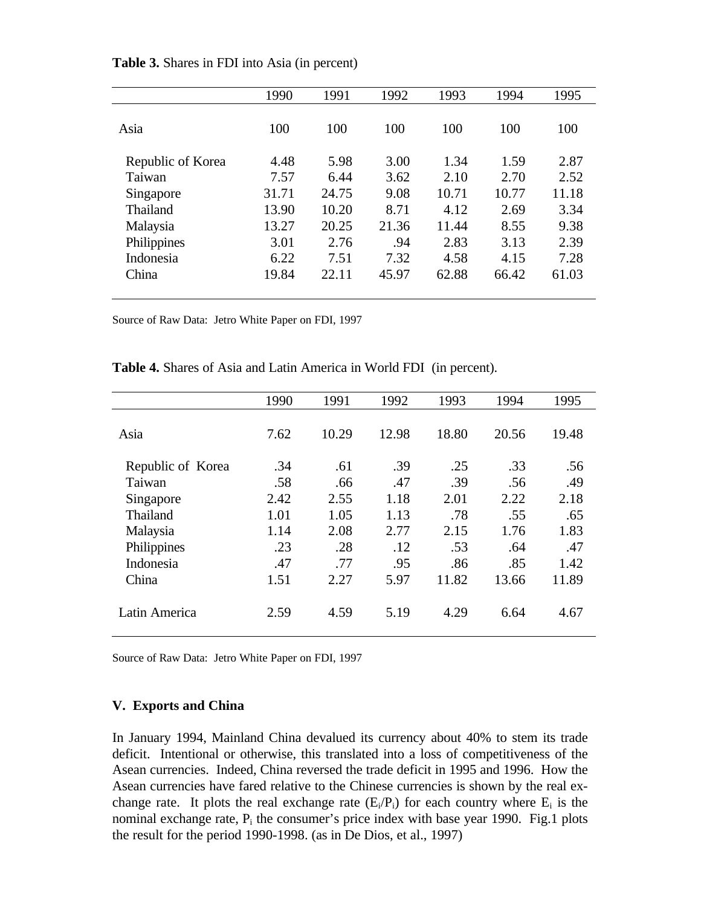**Table 3.** Shares in FDI into Asia (in percent)

| | 1990 | 1991 | 1992 | 1993 | 1994 | 1995 |
|---|---|---|---|---|---|---|
| Asia | 100 | 100 | 100 | 100 | 100 | 100 |
| Republic of Korea | 4.48 | 5.98 | 3.00 | 1.34 | 1.59 | 2.87 |
| Taiwan | 7.57 | 6.44 | 3.62 | 2.10 | 2.70 | 2.52 |
| Singapore | 31.71 | 24.75 | 9.08 | 10.71 | 10.77 | 11.18 |
| Thailand | 13.90 | 10.20 | 8.71 | 4.12 | 2.69 | 3.34 |
| Malaysia | 13.27 | 20.25 | 21.36 | 11.44 | 8.55 | 9.38 |
| Philippines | 3.01 | 2.76 | .94 | 2.83 | 3.13 | 2.39 |
| Indonesia | 6.22 | 7.51 | 7.32 | 4.58 | 4.15 | 7.28 |
| China | 19.84 | 22.11 | 45.97 | 62.88 | 66.42 | 61.03 |

Source of Raw Data: Jetro White Paper on FDI, 1997

**Table 4.** Shares of Asia and Latin America in World FDI (in percent).

| | 1990 | 1991 | 1992 | 1993 | 1994 | 1995 |
|---|---|---|---|---|---|---|
| Asia | 7.62 | 10.29 | 12.98 | 18.80 | 20.56 | 19.48 |
| Republic of Korea | .34 | .61 | .39 | .25 | .33 | .56 |
| Taiwan | .58 | .66 | .47 | .39 | .56 | .49 |
| Singapore | 2.42 | 2.55 | 1.18 | 2.01 | 2.22 | 2.18 |
| Thailand | 1.01 | 1.05 | 1.13 | .78 | .55 | .65 |
| Malaysia | 1.14 | 2.08 | 2.77 | 2.15 | 1.76 | 1.83 |
| Philippines | .23 | .28 | .12 | .53 | .64 | .47 |
| Indonesia | .47 | .77 | .95 | .86 | .85 | 1.42 |
| China | 1.51 | 2.27 | 5.97 | 11.82 | 13.66 | 11.89 |
| Latin America | 2.59 | 4.59 | 5.19 | 4.29 | 6.64 | 4.67 |

Source of Raw Data: Jetro White Paper on FDI, 1997

## V. Exports and China

In January 1994, Mainland China devalued its currency about 40% to stem its trade deficit. Intentional or otherwise, this translated into a loss of competitiveness of the Asean currencies. Indeed, China reversed the trade deficit in 1995 and 1996. How the Asean currencies have fared relative to the Chinese currencies is shown by the real exchange rate. It plots the real exchange rate ($E_i/P_i$) for each country where $E_i$ is the nominal exchange rate, $P_i$ the consumer's price index with base year 1990. Fig.1 plots the result for the period 1990-1998. (as in De Dios, et al., 1997)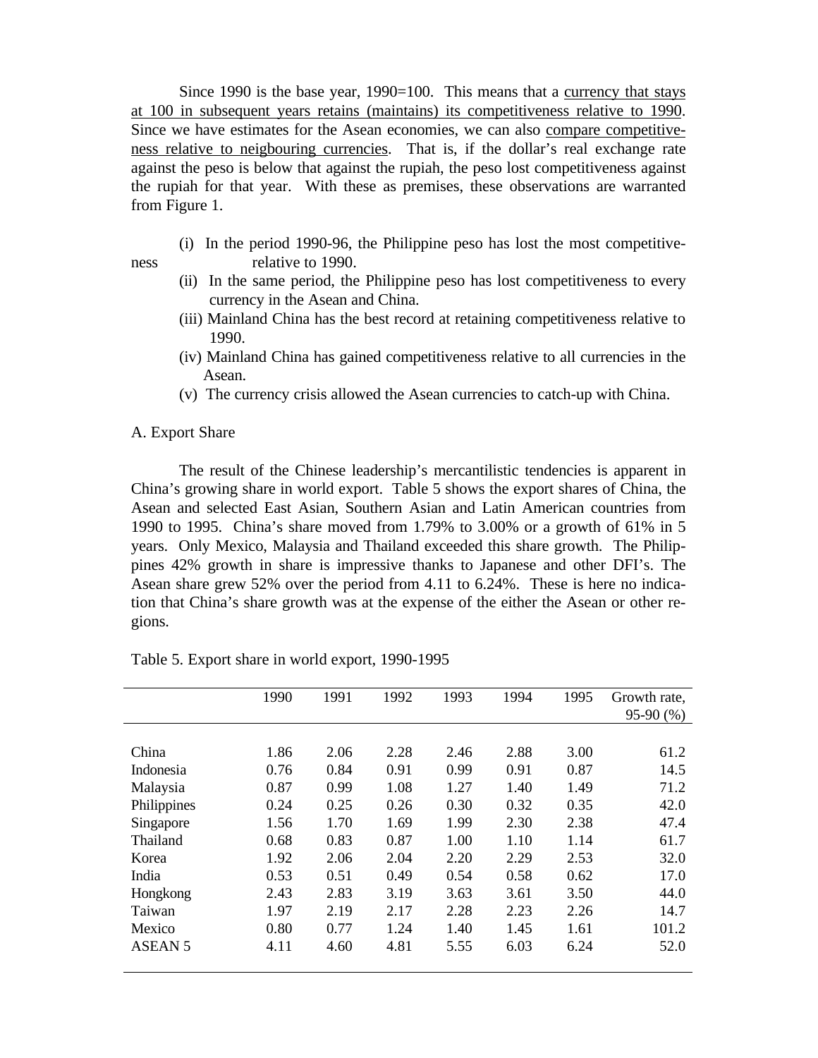Since 1990 is the base year, 1990=100. This means that a currency that stays at 100 in subsequent years retains (maintains) its competitiveness relative to 1990. Since we have estimates for the Asean economies, we can also compare competitiveness relative to neigbouring currencies. That is, if the dollar's real exchange rate against the peso is below that against the rupiah, the peso lost competitiveness against the rupiah for that year. With these as premises, these observations are warranted from Figure 1.

(i) In the period 1990-96, the Philippine peso has lost the most competitiveness relative to 1990.
(ii) In the same period, the Philippine peso has lost competitiveness to every currency in the Asean and China.
(iii) Mainland China has the best record at retaining competitiveness relative to 1990.
(iv) Mainland China has gained competitiveness relative to all currencies in the Asean.
(v) The currency crisis allowed the Asean currencies to catch-up with China.

A. Export Share

The result of the Chinese leadership's mercantilistic tendencies is apparent in China's growing share in world export. Table 5 shows the export shares of China, the Asean and selected East Asian, Southern Asian and Latin American countries from 1990 to 1995. China's share moved from 1.79% to 3.00% or a growth of 61% in 5 years. Only Mexico, Malaysia and Thailand exceeded this share growth. The Philippines 42% growth in share is impressive thanks to Japanese and other DFI's. The Asean share grew 52% over the period from 4.11 to 6.24%. These is here no indication that China's share growth was at the expense of the either the Asean or other regions.

Table 5. Export share in world export, 1990-1995

| | 1990 | 1991 | 1992 | 1993 | 1994 | 1995 | Growth rate, 95-90 (%) |
|---|---|---|---|---|---|---|---|
| China | 1.86 | 2.06 | 2.28 | 2.46 | 2.88 | 3.00 | 61.2 |
| Indonesia | 0.76 | 0.84 | 0.91 | 0.99 | 0.91 | 0.87 | 14.5 |
| Malaysia | 0.87 | 0.99 | 1.08 | 1.27 | 1.40 | 1.49 | 71.2 |
| Philippines | 0.24 | 0.25 | 0.26 | 0.30 | 0.32 | 0.35 | 42.0 |
| Singapore | 1.56 | 1.70 | 1.69 | 1.99 | 2.30 | 2.38 | 47.4 |
| Thailand | 0.68 | 0.83 | 0.87 | 1.00 | 1.10 | 1.14 | 61.7 |
| Korea | 1.92 | 2.06 | 2.04 | 2.20 | 2.29 | 2.53 | 32.0 |
| India | 0.53 | 0.51 | 0.49 | 0.54 | 0.58 | 0.62 | 17.0 |
| Hongkong | 2.43 | 2.83 | 3.19 | 3.63 | 3.61 | 3.50 | 44.0 |
| Taiwan | 1.97 | 2.19 | 2.17 | 2.28 | 2.23 | 2.26 | 14.7 |
| Mexico | 0.80 | 0.77 | 1.24 | 1.40 | 1.45 | 1.61 | 101.2 |
| ASEAN 5 | 4.11 | 4.60 | 4.81 | 5.55 | 6.03 | 6.24 | 52.0 |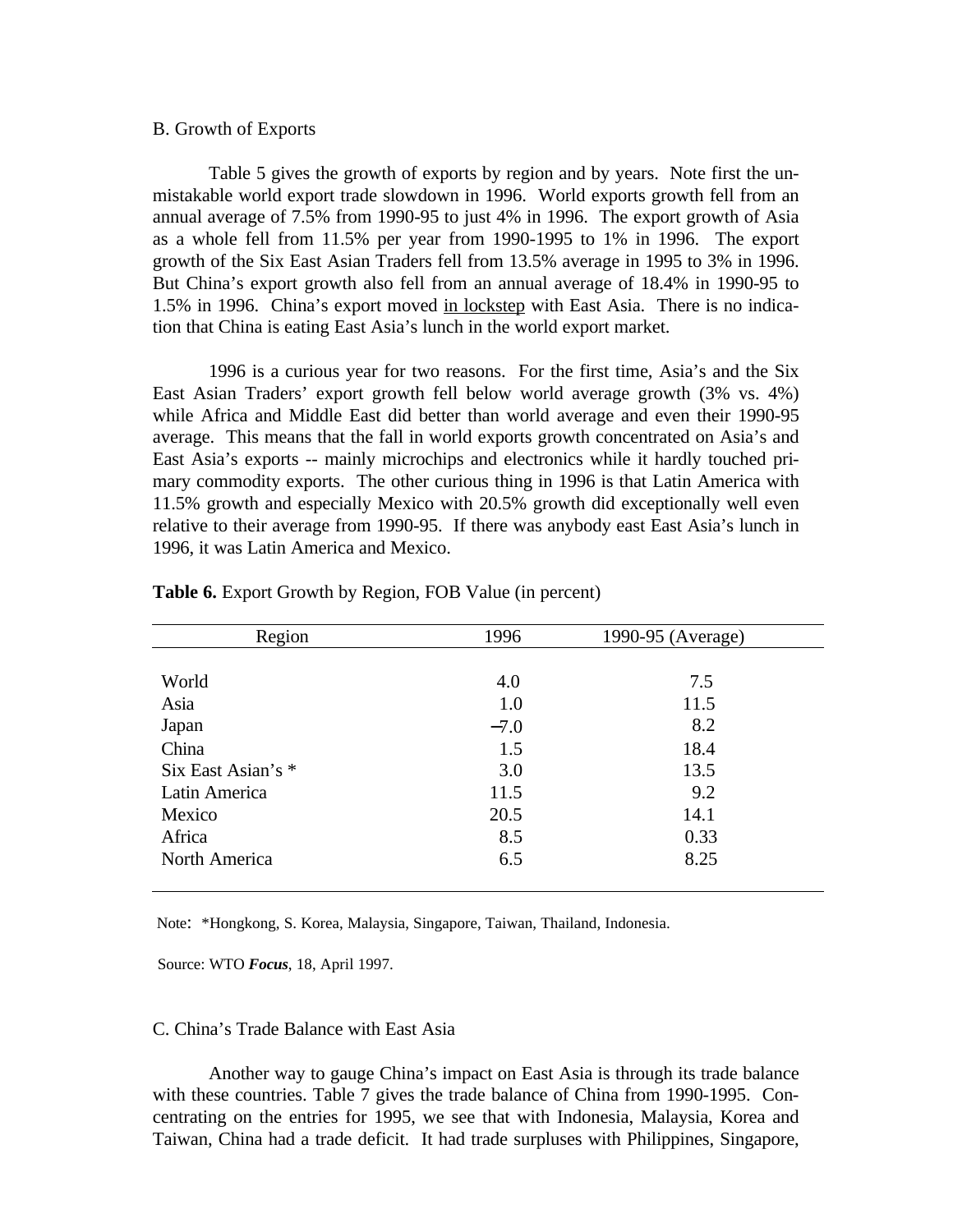B. Growth of Exports

Table 5 gives the growth of exports by region and by years. Note first the unmistakable world export trade slowdown in 1996. World exports growth fell from an annual average of 7.5% from 1990-95 to just 4% in 1996. The export growth of Asia as a whole fell from 11.5% per year from 1990-1995 to 1% in 1996. The export growth of the Six East Asian Traders fell from 13.5% average in 1995 to 3% in 1996. But China's export growth also fell from an annual average of 18.4% in 1990-95 to 1.5% in 1996. China's export moved in lockstep with East Asia. There is no indication that China is eating East Asia's lunch in the world export market.

1996 is a curious year for two reasons. For the first time, Asia's and the Six East Asian Traders' export growth fell below world average growth (3% vs. 4%) while Africa and Middle East did better than world average and even their 1990-95 average. This means that the fall in world exports growth concentrated on Asia's and East Asia's exports -- mainly microchips and electronics while it hardly touched primary commodity exports. The other curious thing in 1996 is that Latin America with 11.5% growth and especially Mexico with 20.5% growth did exceptionally well even relative to their average from 1990-95. If there was anybody east East Asia's lunch in 1996, it was Latin America and Mexico.

**Table 6.** Export Growth by Region, FOB Value (in percent)

| Region | 1996 | 1990-95 (Average) |
|---|---|---|
| World | 4.0 | 7.5 |
| Asia | 1.0 | 11.5 |
| Japan | −7.0 | 8.2 |
| China | 1.5 | 18.4 |
| Six East Asian's * | 3.0 | 13.5 |
| Latin America | 11.5 | 9.2 |
| Mexico | 20.5 | 14.1 |
| Africa | 8.5 | 0.33 |
| North America | 6.5 | 8.25 |

Note: *Hongkong, S. Korea, Malaysia, Singapore, Taiwan, Thailand, Indonesia.

Source: WTO ***Focus***, 18, April 1997.

C. China's Trade Balance with East Asia

Another way to gauge China's impact on East Asia is through its trade balance with these countries. Table 7 gives the trade balance of China from 1990-1995. Concentrating on the entries for 1995, we see that with Indonesia, Malaysia, Korea and Taiwan, China had a trade deficit. It had trade surpluses with Philippines, Singapore,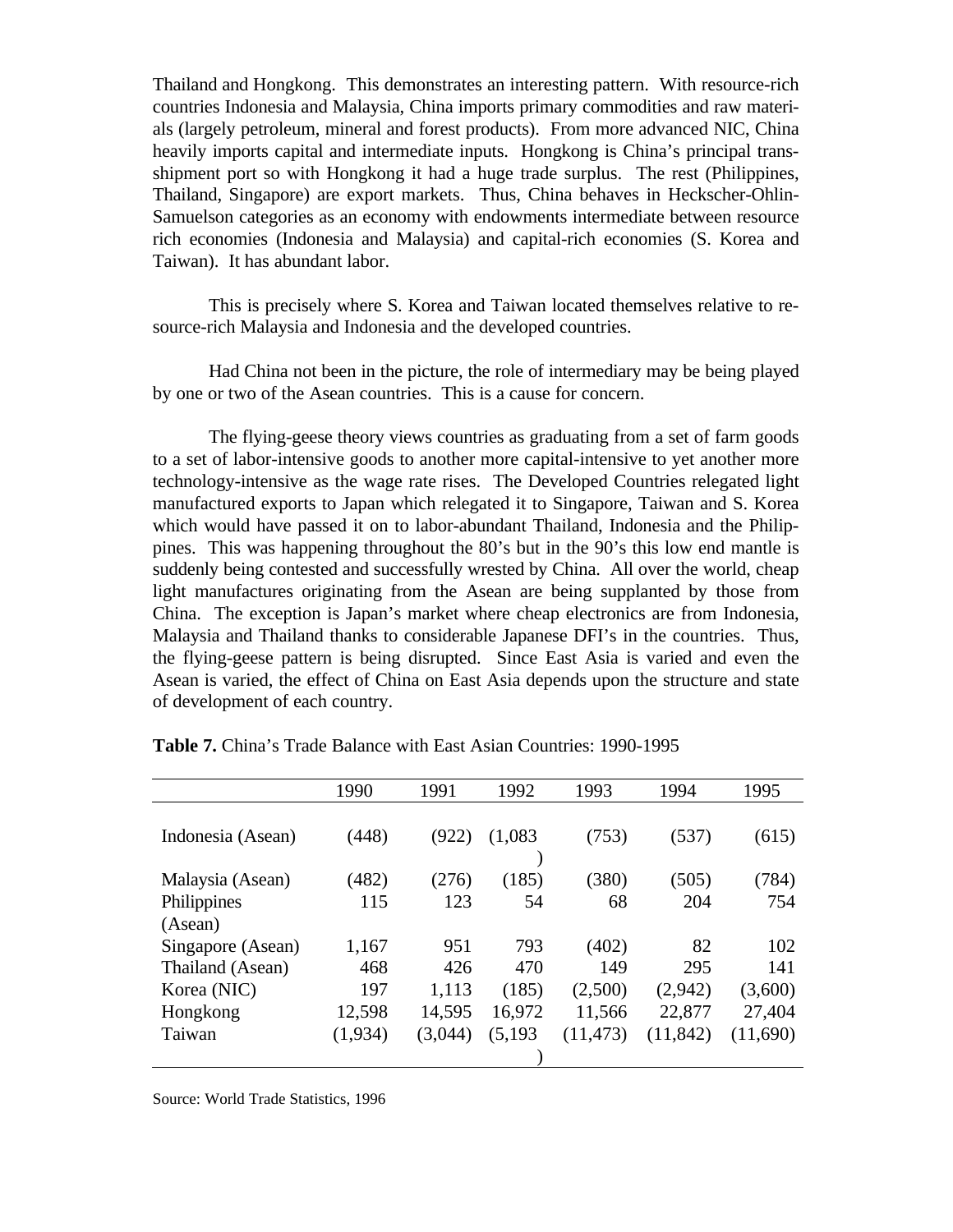Thailand and Hongkong. This demonstrates an interesting pattern. With resource-rich countries Indonesia and Malaysia, China imports primary commodities and raw materials (largely petroleum, mineral and forest products). From more advanced NIC, China heavily imports capital and intermediate inputs. Hongkong is China's principal transshipment port so with Hongkong it had a huge trade surplus. The rest (Philippines, Thailand, Singapore) are export markets. Thus, China behaves in Heckscher-Ohlin-Samuelson categories as an economy with endowments intermediate between resource rich economies (Indonesia and Malaysia) and capital-rich economies (S. Korea and Taiwan). It has abundant labor.

This is precisely where S. Korea and Taiwan located themselves relative to resource-rich Malaysia and Indonesia and the developed countries.

Had China not been in the picture, the role of intermediary may be being played by one or two of the Asean countries. This is a cause for concern.

The flying-geese theory views countries as graduating from a set of farm goods to a set of labor-intensive goods to another more capital-intensive to yet another more technology-intensive as the wage rate rises. The Developed Countries relegated light manufactured exports to Japan which relegated it to Singapore, Taiwan and S. Korea which would have passed it on to labor-abundant Thailand, Indonesia and the Philippines. This was happening throughout the 80's but in the 90's this low end mantle is suddenly being contested and successfully wrested by China. All over the world, cheap light manufactures originating from the Asean are being supplanted by those from China. The exception is Japan's market where cheap electronics are from Indonesia, Malaysia and Thailand thanks to considerable Japanese DFI's in the countries. Thus, the flying-geese pattern is being disrupted. Since East Asia is varied and even the Asean is varied, the effect of China on East Asia depends upon the structure and state of development of each country.

**Table 7.** China's Trade Balance with East Asian Countries: 1990-1995

| | 1990 | 1991 | 1992 | 1993 | 1994 | 1995 |
|---|---|---|---|---|---|---|
| Indonesia (Asean) | (448) | (922) | (1,083) | (753) | (537) | (615) |
| Malaysia (Asean) | (482) | (276) | (185) | (380) | (505) | (784) |
| Philippines (Asean) | 115 | 123 | 54 | 68 | 204 | 754 |
| Singapore (Asean) | 1,167 | 951 | 793 | (402) | 82 | 102 |
| Thailand (Asean) | 468 | 426 | 470 | 149 | 295 | 141 |
| Korea (NIC) | 197 | 1,113 | (185) | (2,500) | (2,942) | (3,600) |
| Hongkong | 12,598 | 14,595 | 16,972 | 11,566 | 22,877 | 27,404 |
| Taiwan | (1,934) | (3,044) | (5,193) | (11,473) | (11,842) | (11,690) |

Source: World Trade Statistics, 1996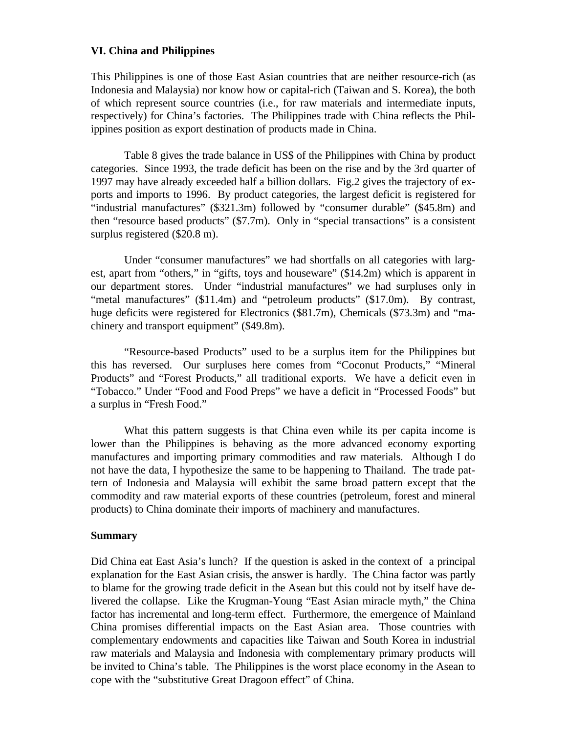### VI. China and Philippines

This Philippines is one of those East Asian countries that are neither resource-rich (as Indonesia and Malaysia) nor know how or capital-rich (Taiwan and S. Korea), the both of which represent source countries (i.e., for raw materials and intermediate inputs, respectively) for China's factories. The Philippines trade with China reflects the Philippines position as export destination of products made in China.

Table 8 gives the trade balance in US$ of the Philippines with China by product categories. Since 1993, the trade deficit has been on the rise and by the 3rd quarter of 1997 may have already exceeded half a billion dollars. Fig.2 gives the trajectory of exports and imports to 1996. By product categories, the largest deficit is registered for "industrial manufactures" ($321.3m) followed by "consumer durable" ($45.8m) and then "resource based products" ($7.7m). Only in "special transactions" is a consistent surplus registered ($20.8 m).

Under "consumer manufactures" we had shortfalls on all categories with largest, apart from "others," in "gifts, toys and houseware" ($14.2m) which is apparent in our department stores. Under "industrial manufactures" we had surpluses only in "metal manufactures" ($11.4m) and "petroleum products" ($17.0m). By contrast, huge deficits were registered for Electronics ($81.7m), Chemicals ($73.3m) and "machinery and transport equipment" ($49.8m).

"Resource-based Products" used to be a surplus item for the Philippines but this has reversed. Our surpluses here comes from "Coconut Products," "Mineral Products" and "Forest Products," all traditional exports. We have a deficit even in "Tobacco." Under "Food and Food Preps" we have a deficit in "Processed Foods" but a surplus in "Fresh Food."

What this pattern suggests is that China even while its per capita income is lower than the Philippines is behaving as the more advanced economy exporting manufactures and importing primary commodities and raw materials. Although I do not have the data, I hypothesize the same to be happening to Thailand. The trade pattern of Indonesia and Malaysia will exhibit the same broad pattern except that the commodity and raw material exports of these countries (petroleum, forest and mineral products) to China dominate their imports of machinery and manufactures.

### Summary

Did China eat East Asia's lunch? If the question is asked in the context of a principal explanation for the East Asian crisis, the answer is hardly. The China factor was partly to blame for the growing trade deficit in the Asean but this could not by itself have delivered the collapse. Like the Krugman-Young "East Asian miracle myth," the China factor has incremental and long-term effect. Furthermore, the emergence of Mainland China promises differential impacts on the East Asian area. Those countries with complementary endowments and capacities like Taiwan and South Korea in industrial raw materials and Malaysia and Indonesia with complementary primary products will be invited to China's table. The Philippines is the worst place economy in the Asean to cope with the "substitutive Great Dragoon effect" of China.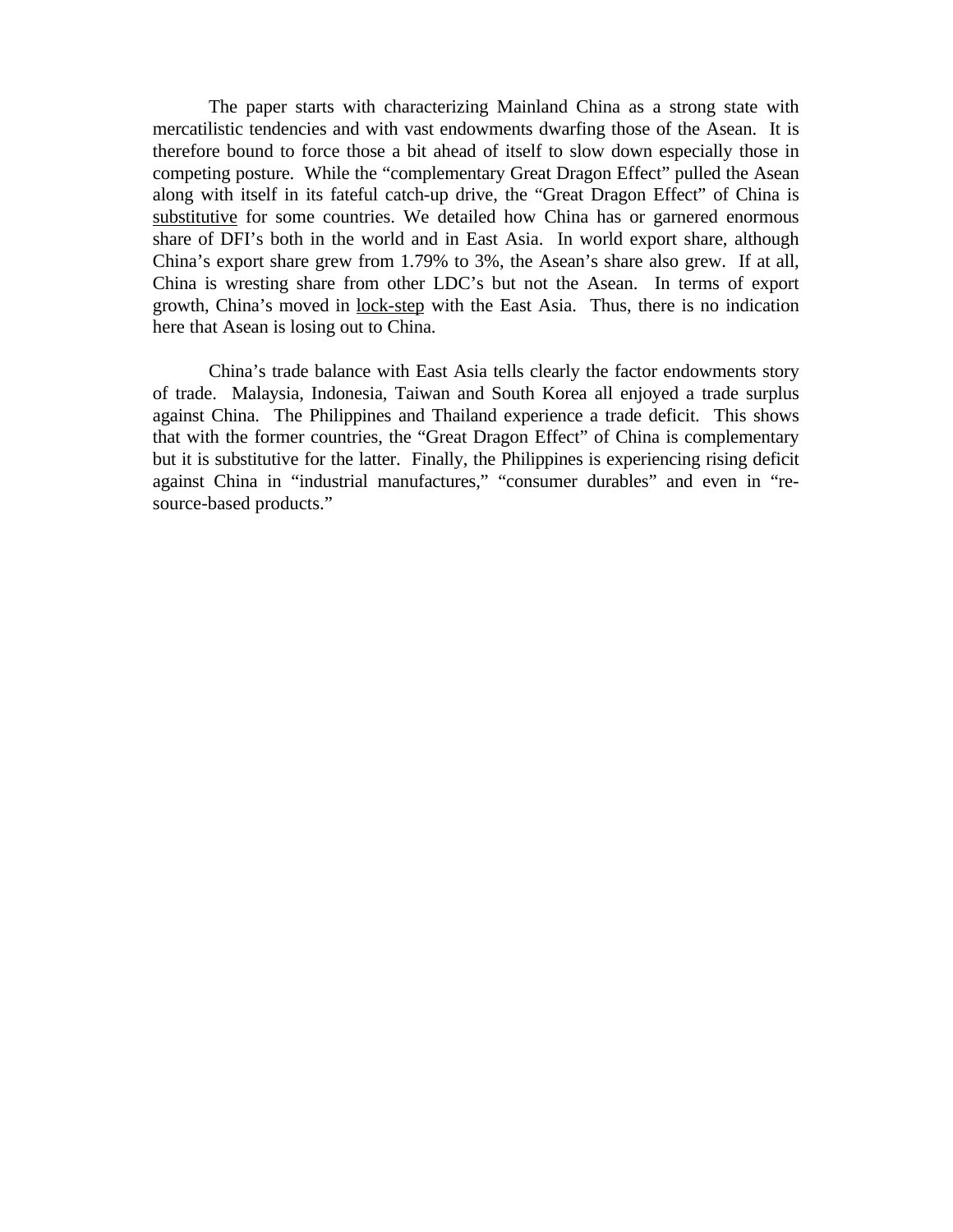The paper starts with characterizing Mainland China as a strong state with mercatilistic tendencies and with vast endowments dwarfing those of the Asean. It is therefore bound to force those a bit ahead of itself to slow down especially those in competing posture. While the "complementary Great Dragon Effect" pulled the Asean along with itself in its fateful catch-up drive, the "Great Dragon Effect" of China is <u>substitutive</u> for some countries. We detailed how China has or garnered enormous share of DFI's both in the world and in East Asia. In world export share, although China's export share grew from 1.79% to 3%, the Asean's share also grew. If at all, China is wresting share from other LDC's but not the Asean. In terms of export growth, China's moved in <u>lock-step</u> with the East Asia. Thus, there is no indication here that Asean is losing out to China.

China's trade balance with East Asia tells clearly the factor endowments story of trade. Malaysia, Indonesia, Taiwan and South Korea all enjoyed a trade surplus against China. The Philippines and Thailand experience a trade deficit. This shows that with the former countries, the "Great Dragon Effect" of China is complementary but it is substitutive for the latter. Finally, the Philippines is experiencing rising deficit against China in "industrial manufactures," "consumer durables" and even in "re-source-based products."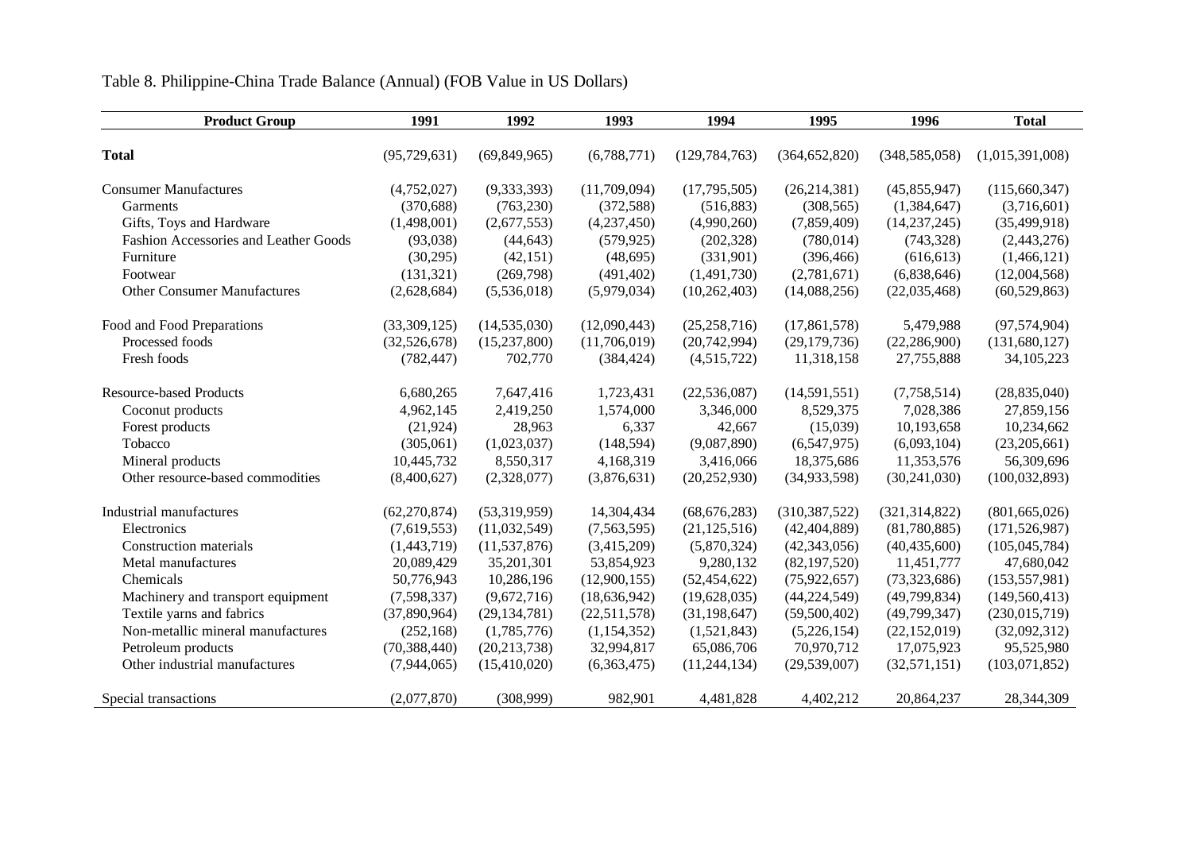Table 8. Philippine-China Trade Balance (Annual) (FOB Value in US Dollars)

| Product Group | 1991 | 1992 | 1993 | 1994 | 1995 | 1996 | Total |
|---|---|---|---|---|---|---|---|
| **Total** | (95,729,631) | (69,849,965) | (6,788,771) | (129,784,763) | (364,652,820) | (348,585,058) | (1,015,391,008) |
| Consumer Manufactures | (4,752,027) | (9,333,393) | (11,709,094) | (17,795,505) | (26,214,381) | (45,855,947) | (115,660,347) |
| Garments | (370,688) | (763,230) | (372,588) | (516,883) | (308,565) | (1,384,647) | (3,716,601) |
| Gifts, Toys and Hardware | (1,498,001) | (2,677,553) | (4,237,450) | (4,990,260) | (7,859,409) | (14,237,245) | (35,499,918) |
| Fashion Accessories and Leather Goods | (93,038) | (44,643) | (579,925) | (202,328) | (780,014) | (743,328) | (2,443,276) |
| Furniture | (30,295) | (42,151) | (48,695) | (331,901) | (396,466) | (616,613) | (1,466,121) |
| Footwear | (131,321) | (269,798) | (491,402) | (1,491,730) | (2,781,671) | (6,838,646) | (12,004,568) |
| Other Consumer Manufactures | (2,628,684) | (5,536,018) | (5,979,034) | (10,262,403) | (14,088,256) | (22,035,468) | (60,529,863) |
| Food and Food Preparations | (33,309,125) | (14,535,030) | (12,090,443) | (25,258,716) | (17,861,578) | 5,479,988 | (97,574,904) |
| Processed foods | (32,526,678) | (15,237,800) | (11,706,019) | (20,742,994) | (29,179,736) | (22,286,900) | (131,680,127) |
| Fresh foods | (782,447) | 702,770 | (384,424) | (4,515,722) | 11,318,158 | 27,755,888 | 34,105,223 |
| Resource-based Products | 6,680,265 | 7,647,416 | 1,723,431 | (22,536,087) | (14,591,551) | (7,758,514) | (28,835,040) |
| Coconut products | 4,962,145 | 2,419,250 | 1,574,000 | 3,346,000 | 8,529,375 | 7,028,386 | 27,859,156 |
| Forest products | (21,924) | 28,963 | 6,337 | 42,667 | (15,039) | 10,193,658 | 10,234,662 |
| Tobacco | (305,061) | (1,023,037) | (148,594) | (9,087,890) | (6,547,975) | (6,093,104) | (23,205,661) |
| Mineral products | 10,445,732 | 8,550,317 | 4,168,319 | 3,416,066 | 18,375,686 | 11,353,576 | 56,309,696 |
| Other resource-based commodities | (8,400,627) | (2,328,077) | (3,876,631) | (20,252,930) | (34,933,598) | (30,241,030) | (100,032,893) |
| Industrial manufactures | (62,270,874) | (53,319,959) | 14,304,434 | (68,676,283) | (310,387,522) | (321,314,822) | (801,665,026) |
| Electronics | (7,619,553) | (11,032,549) | (7,563,595) | (21,125,516) | (42,404,889) | (81,780,885) | (171,526,987) |
| Construction materials | (1,443,719) | (11,537,876) | (3,415,209) | (5,870,324) | (42,343,056) | (40,435,600) | (105,045,784) |
| Metal manufactures | 20,089,429 | 35,201,301 | 53,854,923 | 9,280,132 | (82,197,520) | 11,451,777 | 47,680,042 |
| Chemicals | 50,776,943 | 10,286,196 | (12,900,155) | (52,454,622) | (75,922,657) | (73,323,686) | (153,557,981) |
| Machinery and transport equipment | (7,598,337) | (9,672,716) | (18,636,942) | (19,628,035) | (44,224,549) | (49,799,834) | (149,560,413) |
| Textile yarns and fabrics | (37,890,964) | (29,134,781) | (22,511,578) | (31,198,647) | (59,500,402) | (49,799,347) | (230,015,719) |
| Non-metallic mineral manufactures | (252,168) | (1,785,776) | (1,154,352) | (1,521,843) | (5,226,154) | (22,152,019) | (32,092,312) |
| Petroleum products | (70,388,440) | (20,213,738) | 32,994,817 | 65,086,706 | 70,970,712 | 17,075,923 | 95,525,980 |
| Other industrial manufactures | (7,944,065) | (15,410,020) | (6,363,475) | (11,244,134) | (29,539,007) | (32,571,151) | (103,071,852) |
| Special transactions | (2,077,870) | (308,999) | 982,901 | 4,481,828 | 4,402,212 | 20,864,237 | 28,344,309 |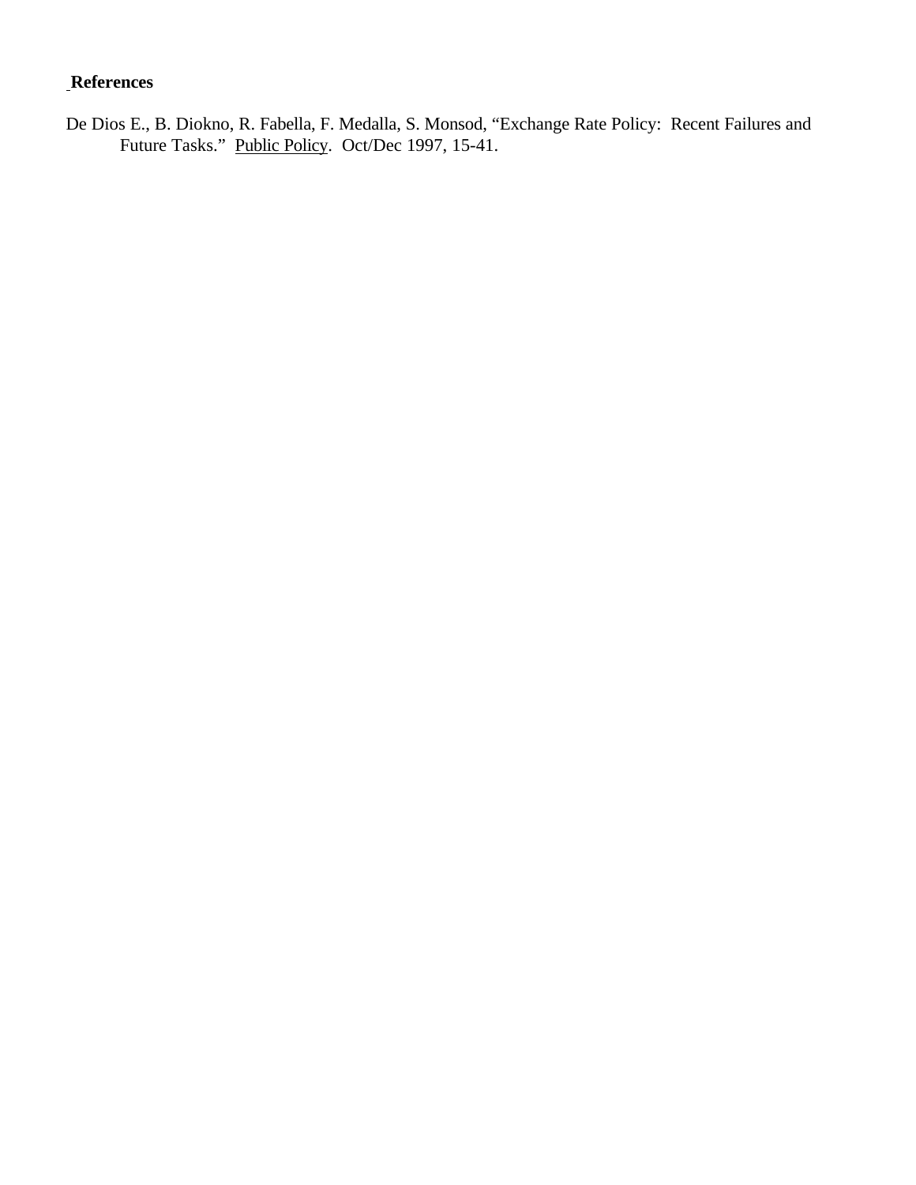## References

De Dios E., B. Diokno, R. Fabella, F. Medalla, S. Monsod, "Exchange Rate Policy: Recent Failures and Future Tasks." Public Policy. Oct/Dec 1997, 15-41.